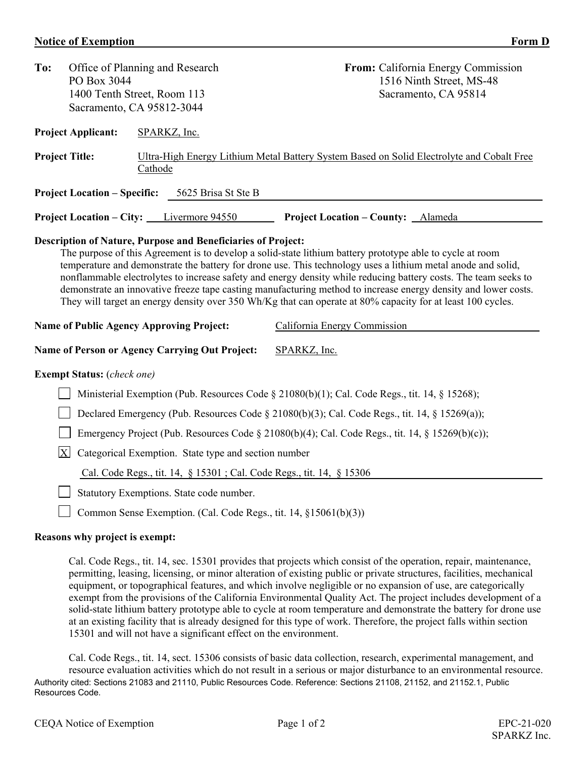**Notice of Exemption** **Form D**

**To:** Office of Planning and Research
PO Box 3044
1400 Tenth Street, Room 113
Sacramento, CA 95812-3044

**From:** California Energy Commission
1516 Ninth Street, MS-48
Sacramento, CA 95814

**Project Applicant:** SPARKZ, Inc.

**Project Title:** Ultra-High Energy Lithium Metal Battery System Based on Solid Electrolyte and Cobalt Free Cathode

**Project Location – Specific:** 5625 Brisa St Ste B

**Project Location – City:** Livermore 94550 **Project Location – County:** Alameda

**Description of Nature, Purpose and Beneficiaries of Project:**

The purpose of this Agreement is to develop a solid-state lithium battery prototype able to cycle at room temperature and demonstrate the battery for drone use. This technology uses a lithium metal anode and solid, nonflammable electrolytes to increase safety and energy density while reducing battery costs. The team seeks to demonstrate an innovative freeze tape casting manufacturing method to increase energy density and lower costs. They will target an energy density over 350 Wh/Kg that can operate at 80% capacity for at least 100 cycles.

**Name of Public Agency Approving Project:** California Energy Commission

**Name of Person or Agency Carrying Out Project:** SPARKZ, Inc.

**Exempt Status:** (*check one*)

- [ ] Ministerial Exemption (Pub. Resources Code § 21080(b)(1); Cal. Code Regs., tit. 14, § 15268);
- [ ] Declared Emergency (Pub. Resources Code § 21080(b)(3); Cal. Code Regs., tit. 14, § 15269(a));
- [ ] Emergency Project (Pub. Resources Code § 21080(b)(4); Cal. Code Regs., tit. 14, § 15269(b)(c));
- [X] Categorical Exemption. State type and section number

  Cal. Code Regs., tit. 14, § 15301 ; Cal. Code Regs., tit. 14, § 15306
- [ ] Statutory Exemptions. State code number.
- [ ] Common Sense Exemption. (Cal. Code Regs., tit. 14, §15061(b)(3))

**Reasons why project is exempt:**

Cal. Code Regs., tit. 14, sec. 15301 provides that projects which consist of the operation, repair, maintenance, permitting, leasing, licensing, or minor alteration of existing public or private structures, facilities, mechanical equipment, or topographical features, and which involve negligible or no expansion of use, are categorically exempt from the provisions of the California Environmental Quality Act. The project includes development of a solid-state lithium battery prototype able to cycle at room temperature and demonstrate the battery for drone use at an existing facility that is already designed for this type of work. Therefore, the project falls within section 15301 and will not have a significant effect on the environment.

Cal. Code Regs., tit. 14, sect. 15306 consists of basic data collection, research, experimental management, and resource evaluation activities which do not result in a serious or major disturbance to an environmental resource.

Authority cited: Sections 21083 and 21110, Public Resources Code. Reference: Sections 21108, 21152, and 21152.1, Public Resources Code.

EPC-21-020
SPARKZ Inc.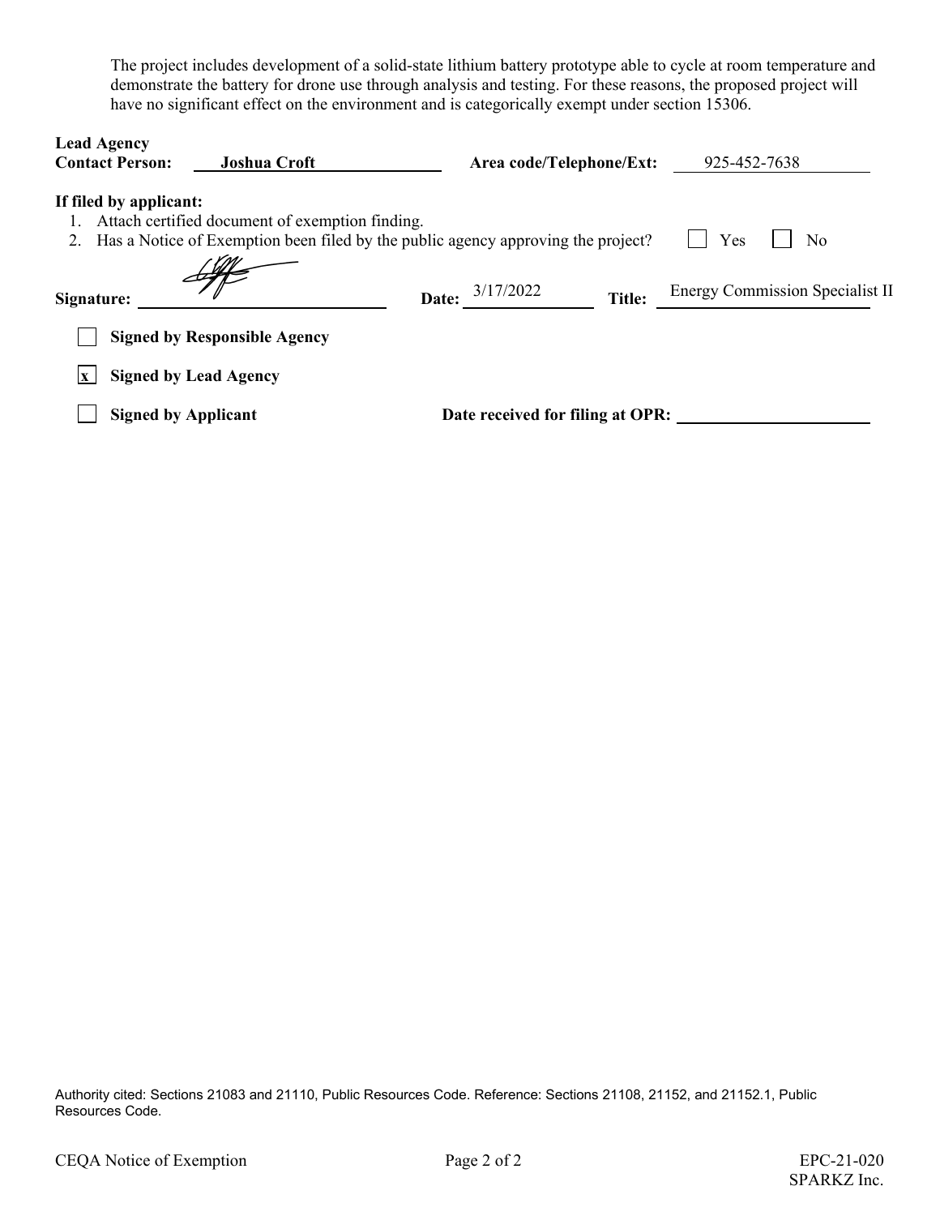The project includes development of a solid-state lithium battery prototype able to cycle at room temperature and demonstrate the battery for drone use through analysis and testing. For these reasons, the proposed project will have no significant effect on the environment and is categorically exempt under section 15306.

**Lead Agency**
**Contact Person:** **Joshua Croft** **Area code/Telephone/Ext:** 925-452-7638

**If filed by applicant:**

1. Attach certified document of exemption finding.
2. Has a Notice of Exemption been filed by the public agency approving the project? ☐ Yes ☐ No

**Signature:** _______________ **Date:** 3/17/2022 **Title:** Energy Commission Specialist II

☐ **Signed by Responsible Agency**

☒ **Signed by Lead Agency**

☐ **Signed by Applicant** **Date received for filing at OPR:** _______________

Authority cited: Sections 21083 and 21110, Public Resources Code. Reference: Sections 21108, 21152, and 21152.1, Public Resources Code.

CEQA Notice of Exemption EPC-21-020
SPARKZ Inc.